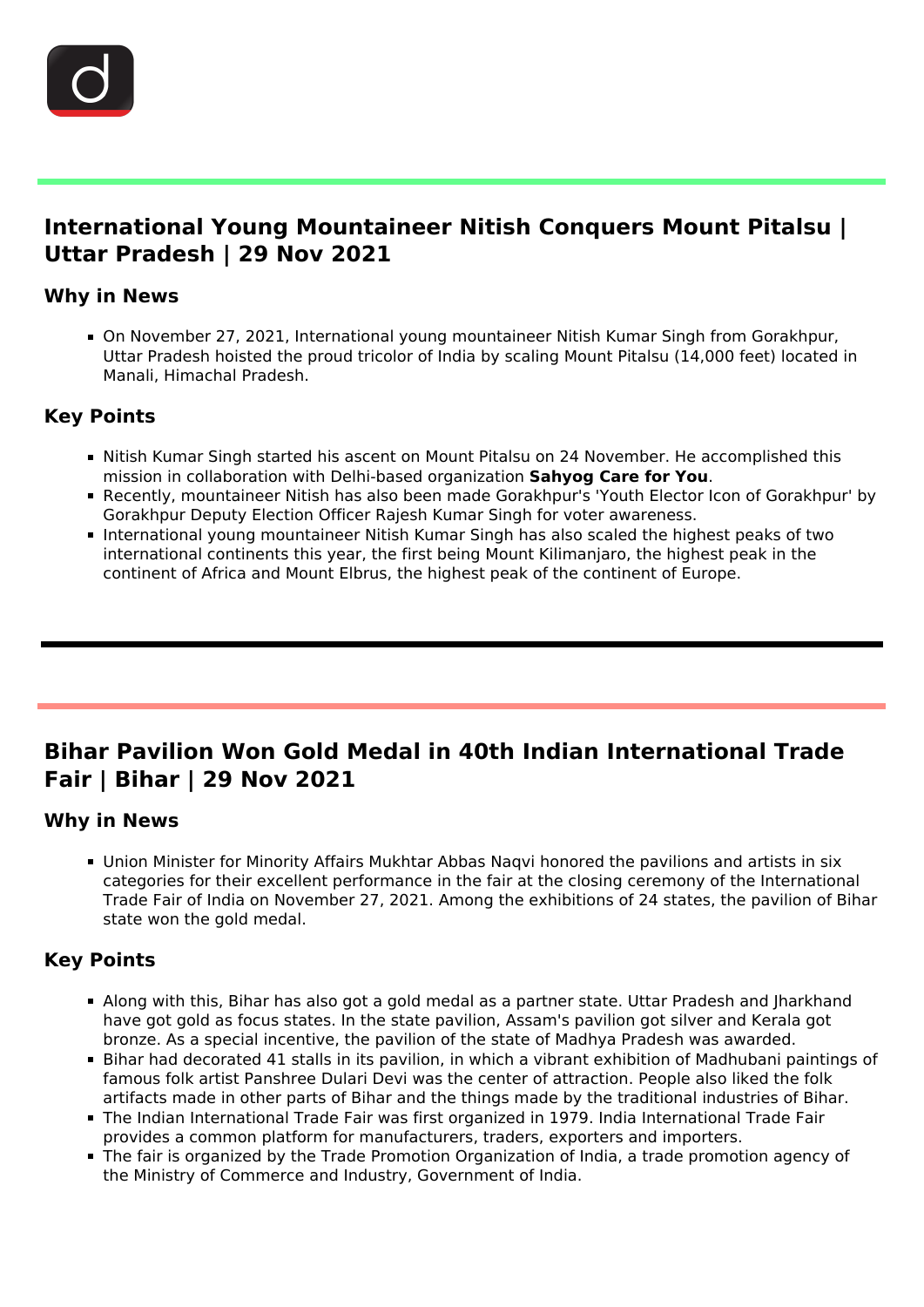## International Young Mountaineer Nitish Conquers Mount Pitalsu | Uttar Pradesh | 29 Nov 2021

### Why in News

- On November 27, 2021, International young mountaineer Nitish Kumar Singh from Gorakhpur, Uttar Pradesh hoisted the proud tricolor of India by scaling Mount Pitalsu (14,000 feet) located in Manali, Himachal Pradesh.

### Key Points

- Nitish Kumar Singh started his ascent on Mount Pitalsu on 24 November. He accomplished this mission in collaboration with Delhi-based organization **Sahyog Care for You**.
- Recently, mountaineer Nitish has also been made Gorakhpur's 'Youth Elector Icon of Gorakhpur' by Gorakhpur Deputy Election Officer Rajesh Kumar Singh for voter awareness.
- International young mountaineer Nitish Kumar Singh has also scaled the highest peaks of two international continents this year, the first being Mount Kilimanjaro, the highest peak in the continent of Africa and Mount Elbrus, the highest peak of the continent of Europe.

---

## Bihar Pavilion Won Gold Medal in 40th Indian International Trade Fair | Bihar | 29 Nov 2021

### Why in News

- Union Minister for Minority Affairs Mukhtar Abbas Naqvi honored the pavilions and artists in six categories for their excellent performance in the fair at the closing ceremony of the International Trade Fair of India on November 27, 2021. Among the exhibitions of 24 states, the pavilion of Bihar state won the gold medal.

### Key Points

- Along with this, Bihar has also got a gold medal as a partner state. Uttar Pradesh and Jharkhand have got gold as focus states. In the state pavilion, Assam's pavilion got silver and Kerala got bronze. As a special incentive, the pavilion of the state of Madhya Pradesh was awarded.
- Bihar had decorated 41 stalls in its pavilion, in which a vibrant exhibition of Madhubani paintings of famous folk artist Panshree Dulari Devi was the center of attraction. People also liked the folk artifacts made in other parts of Bihar and the things made by the traditional industries of Bihar.
- The Indian International Trade Fair was first organized in 1979. India International Trade Fair provides a common platform for manufacturers, traders, exporters and importers.
- The fair is organized by the Trade Promotion Organization of India, a trade promotion agency of the Ministry of Commerce and Industry, Government of India.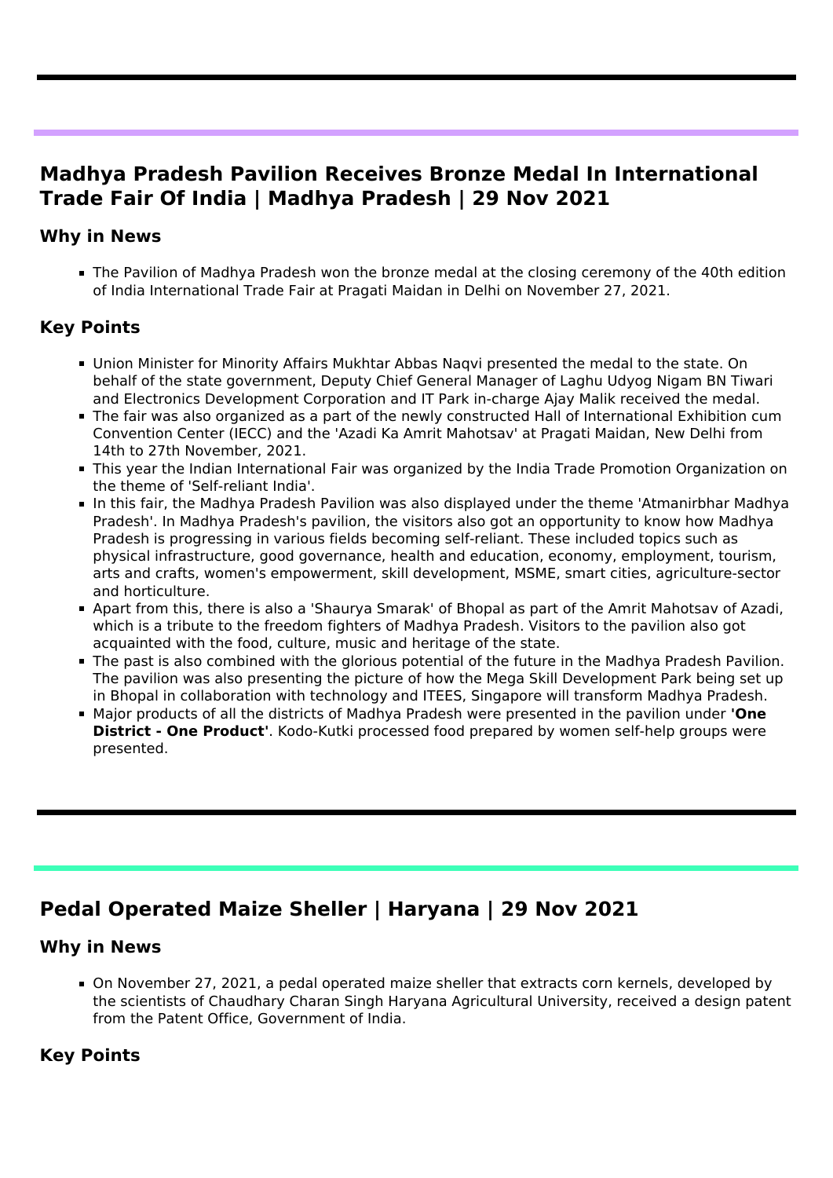## Madhya Pradesh Pavilion Receives Bronze Medal In International Trade Fair Of India | Madhya Pradesh | 29 Nov 2021

### Why in News

- The Pavilion of Madhya Pradesh won the bronze medal at the closing ceremony of the 40th edition of India International Trade Fair at Pragati Maidan in Delhi on November 27, 2021.

### Key Points

- Union Minister for Minority Affairs Mukhtar Abbas Naqvi presented the medal to the state. On behalf of the state government, Deputy Chief General Manager of Laghu Udyog Nigam BN Tiwari and Electronics Development Corporation and IT Park in-charge Ajay Malik received the medal.
- The fair was also organized as a part of the newly constructed Hall of International Exhibition cum Convention Center (IECC) and the 'Azadi Ka Amrit Mahotsav' at Pragati Maidan, New Delhi from 14th to 27th November, 2021.
- This year the Indian International Fair was organized by the India Trade Promotion Organization on the theme of 'Self-reliant India'.
- In this fair, the Madhya Pradesh Pavilion was also displayed under the theme 'Atmanirbhar Madhya Pradesh'. In Madhya Pradesh's pavilion, the visitors also got an opportunity to know how Madhya Pradesh is progressing in various fields becoming self-reliant. These included topics such as physical infrastructure, good governance, health and education, economy, employment, tourism, arts and crafts, women's empowerment, skill development, MSME, smart cities, agriculture-sector and horticulture.
- Apart from this, there is also a 'Shaurya Smarak' of Bhopal as part of the Amrit Mahotsav of Azadi, which is a tribute to the freedom fighters of Madhya Pradesh. Visitors to the pavilion also got acquainted with the food, culture, music and heritage of the state.
- The past is also combined with the glorious potential of the future in the Madhya Pradesh Pavilion. The pavilion was also presenting the picture of how the Mega Skill Development Park being set up in Bhopal in collaboration with technology and ITEES, Singapore will transform Madhya Pradesh.
- Major products of all the districts of Madhya Pradesh were presented in the pavilion under **'One District - One Product'**. Kodo-Kutki processed food prepared by women self-help groups were presented.

## Pedal Operated Maize Sheller | Haryana | 29 Nov 2021

### Why in News

- On November 27, 2021, a pedal operated maize sheller that extracts corn kernels, developed by the scientists of Chaudhary Charan Singh Haryana Agricultural University, received a design patent from the Patent Office, Government of India.

### Key Points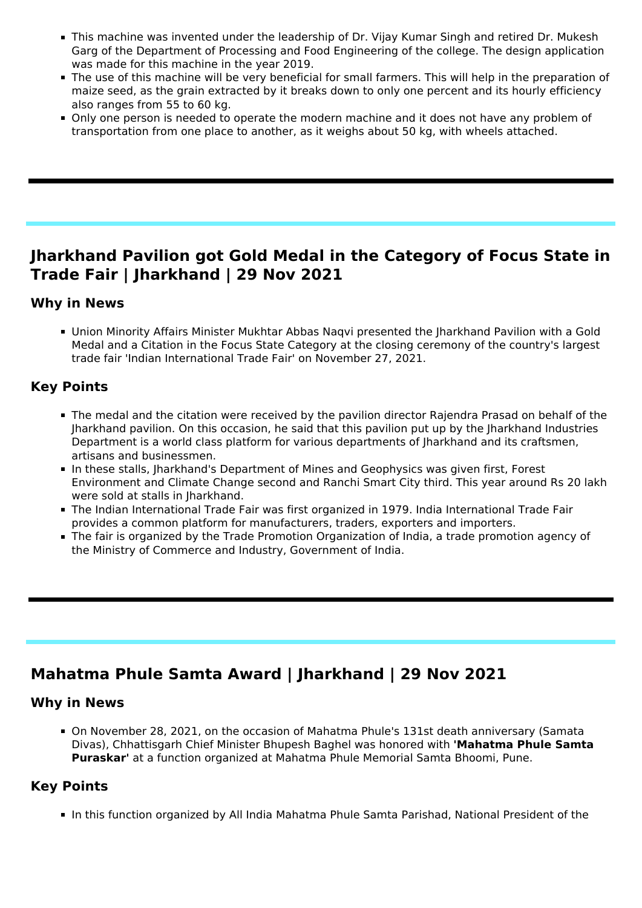- This machine was invented under the leadership of Dr. Vijay Kumar Singh and retired Dr. Mukesh Garg of the Department of Processing and Food Engineering of the college. The design application was made for this machine in the year 2019.
- The use of this machine will be very beneficial for small farmers. This will help in the preparation of maize seed, as the grain extracted by it breaks down to only one percent and its hourly efficiency also ranges from 55 to 60 kg.
- Only one person is needed to operate the modern machine and it does not have any problem of transportation from one place to another, as it weighs about 50 kg, with wheels attached.

---

## Jharkhand Pavilion got Gold Medal in the Category of Focus State in Trade Fair | Jharkhand | 29 Nov 2021

### Why in News

- Union Minority Affairs Minister Mukhtar Abbas Naqvi presented the Jharkhand Pavilion with a Gold Medal and a Citation in the Focus State Category at the closing ceremony of the country's largest trade fair 'Indian International Trade Fair' on November 27, 2021.

### Key Points

- The medal and the citation were received by the pavilion director Rajendra Prasad on behalf of the Jharkhand pavilion. On this occasion, he said that this pavilion put up by the Jharkhand Industries Department is a world class platform for various departments of Jharkhand and its craftsmen, artisans and businessmen.
- In these stalls, Jharkhand's Department of Mines and Geophysics was given first, Forest Environment and Climate Change second and Ranchi Smart City third. This year around Rs 20 lakh were sold at stalls in Jharkhand.
- The Indian International Trade Fair was first organized in 1979. India International Trade Fair provides a common platform for manufacturers, traders, exporters and importers.
- The fair is organized by the Trade Promotion Organization of India, a trade promotion agency of the Ministry of Commerce and Industry, Government of India.

---

## Mahatma Phule Samta Award | Jharkhand | 29 Nov 2021

### Why in News

- On November 28, 2021, on the occasion of Mahatma Phule's 131st death anniversary (Samata Divas), Chhattisgarh Chief Minister Bhupesh Baghel was honored with **'Mahatma Phule Samta Puraskar'** at a function organized at Mahatma Phule Memorial Samta Bhoomi, Pune.

### Key Points

- In this function organized by All India Mahatma Phule Samta Parishad, National President of the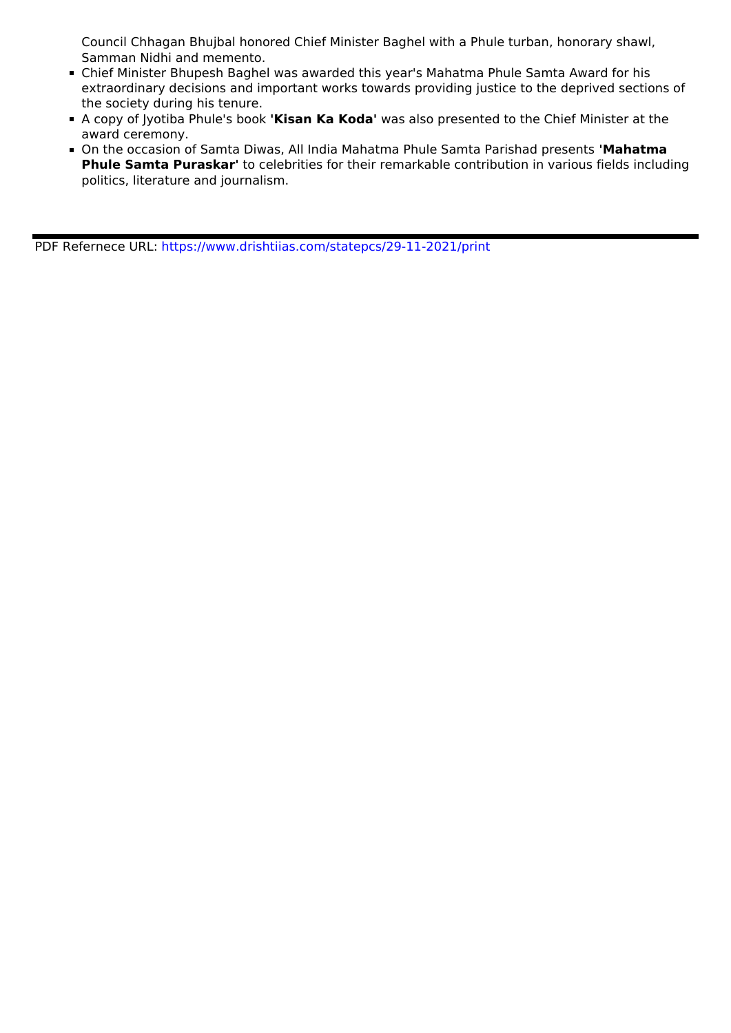Council Chhagan Bhujbal honored Chief Minister Baghel with a Phule turban, honorary shawl, Samman Nidhi and memento.

- Chief Minister Bhupesh Baghel was awarded this year's Mahatma Phule Samta Award for his extraordinary decisions and important works towards providing justice to the deprived sections of the society during his tenure.
- A copy of Jyotiba Phule's book **'Kisan Ka Koda'** was also presented to the Chief Minister at the award ceremony.
- On the occasion of Samta Diwas, All India Mahatma Phule Samta Parishad presents **'Mahatma Phule Samta Puraskar'** to celebrities for their remarkable contribution in various fields including politics, literature and journalism.

---

PDF Refernece URL: https://www.drishtiias.com/statepcs/29-11-2021/print